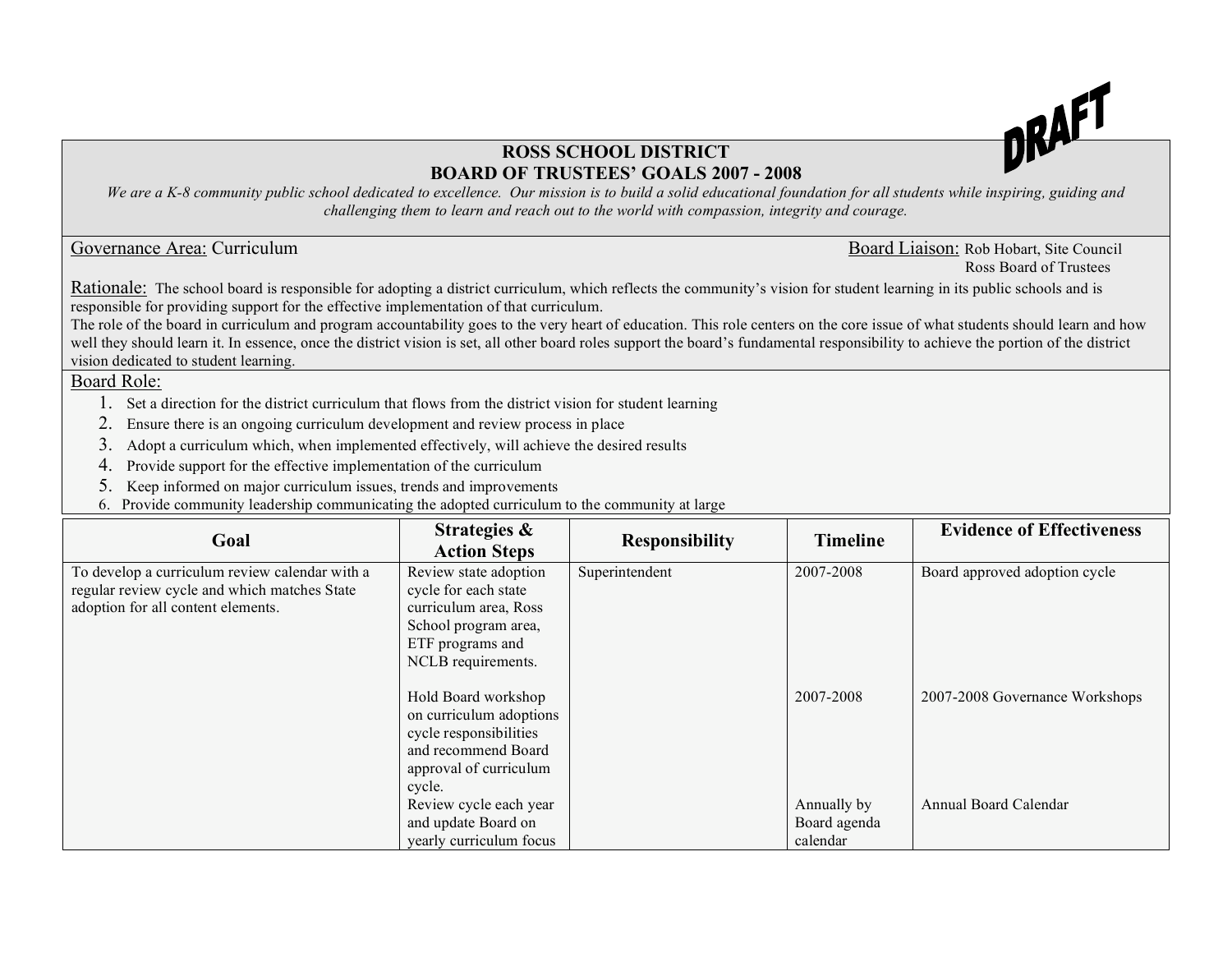DRAFT

# ROSS SCHOOL DISTRICT
## BOARD OF TRUSTEES' GOALS 2007 - 2008

*We are a K-8 community public school dedicated to excellence. Our mission is to build a solid educational foundation for all students while inspiring, guiding and challenging them to learn and reach out to the world with compassion, integrity and courage.*

Governance Area: Curriculum

Board Liaison: Rob Hobart, Site Council
Ross Board of Trustees

Rationale: The school board is responsible for adopting a district curriculum, which reflects the community's vision for student learning in its public schools and is responsible for providing support for the effective implementation of that curriculum.
The role of the board in curriculum and program accountability goes to the very heart of education. This role centers on the core issue of what students should learn and how well they should learn it. In essence, once the district vision is set, all other board roles support the board's fundamental responsibility to achieve the portion of the district vision dedicated to student learning.

Board Role:

1. Set a direction for the district curriculum that flows from the district vision for student learning
2. Ensure there is an ongoing curriculum development and review process in place
3. Adopt a curriculum which, when implemented effectively, will achieve the desired results
4. Provide support for the effective implementation of the curriculum
5. Keep informed on major curriculum issues, trends and improvements
6. Provide community leadership communicating the adopted curriculum to the community at large

| Goal | Strategies & Action Steps | Responsibility | Timeline | Evidence of Effectiveness |
|---|---|---|---|---|
| To develop a curriculum review calendar with a regular review cycle and which matches State adoption for all content elements. | Review state adoption cycle for each state curriculum area, Ross School program area, ETF programs and NCLB requirements. | Superintendent | 2007-2008 | Board approved adoption cycle |
| | Hold Board workshop on curriculum adoptions cycle responsibilities and recommend Board approval of curriculum cycle. | | 2007-2008 | 2007-2008 Governance Workshops |
| | Review cycle each year and update Board on yearly curriculum focus | | Annually by Board agenda calendar | Annual Board Calendar |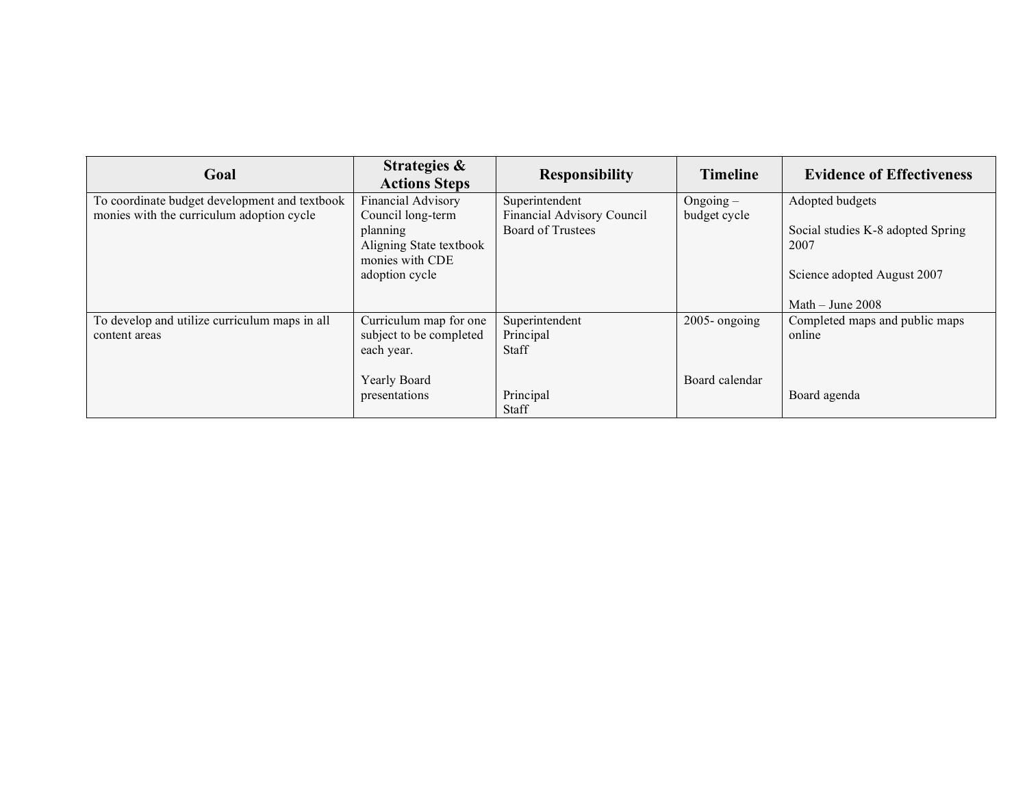| Goal | Strategies & Actions Steps | Responsibility | Timeline | Evidence of Effectiveness |
|---|---|---|---|---|
| To coordinate budget development and textbook monies with the curriculum adoption cycle | Financial Advisory Council long-term planning<br>Aligning State textbook monies with CDE adoption cycle | Superintendent<br>Financial Advisory Council<br>Board of Trustees | Ongoing – budget cycle | Adopted budgets<br><br>Social studies K-8 adopted Spring 2007<br><br>Science adopted August 2007<br><br>Math – June 2008 |
| To develop and utilize curriculum maps in all content areas | Curriculum map for one subject to be completed each year.<br><br>Yearly Board presentations | Superintendent<br>Principal<br>Staff<br><br>Principal<br>Staff | 2005- ongoing<br><br>Board calendar | Completed maps and public maps online<br><br>Board agenda |